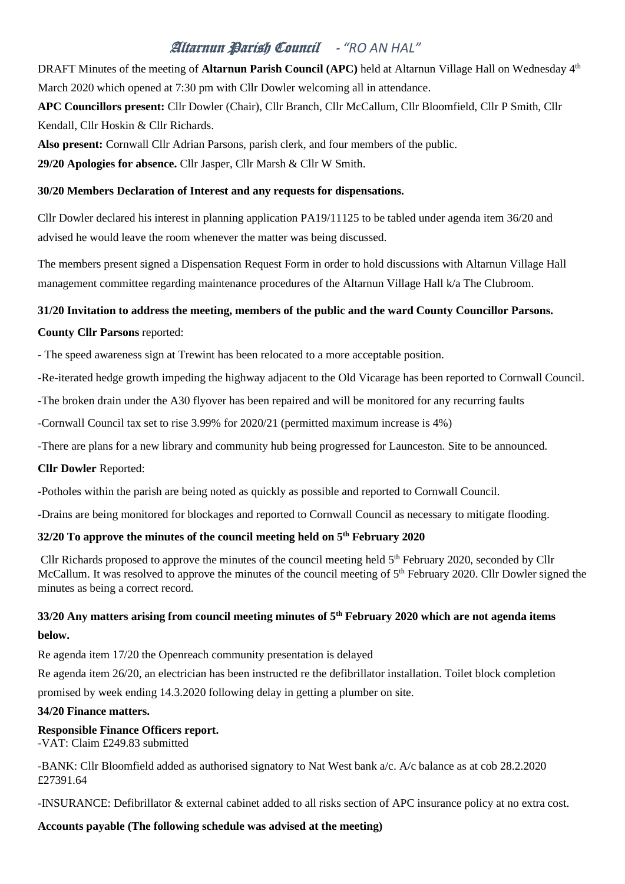# Altarnun Parish Council - *"RO AN HAL"*

DRAFT Minutes of the meeting of **Altarnun Parish Council (APC)** held at Altarnun Village Hall on Wednesday 4th March 2020 which opened at 7:30 pm with Cllr Dowler welcoming all in attendance.

**APC Councillors present:** Cllr Dowler (Chair), Cllr Branch, Cllr McCallum, Cllr Bloomfield, Cllr P Smith, Cllr Kendall, Cllr Hoskin & Cllr Richards.

**Also present:** Cornwall Cllr Adrian Parsons, parish clerk, and four members of the public.

**29/20 Apologies for absence.** Cllr Jasper, Cllr Marsh & Cllr W Smith.

**30/20 Members Declaration of Interest and any requests for dispensations.**

Cllr Dowler declared his interest in planning application PA19/11125 to be tabled under agenda item 36/20 and advised he would leave the room whenever the matter was being discussed.

The members present signed a Dispensation Request Form in order to hold discussions with Altarnun Village Hall management committee regarding maintenance procedures of the Altarnun Village Hall k/a The Clubroom.

**31/20 Invitation to address the meeting, members of the public and the ward County Councillor Parsons.**

**County Cllr Parsons** reported:

- The speed awareness sign at Trewint has been relocated to a more acceptable position.

-Re-iterated hedge growth impeding the highway adjacent to the Old Vicarage has been reported to Cornwall Council.

-The broken drain under the A30 flyover has been repaired and will be monitored for any recurring faults

-Cornwall Council tax set to rise 3.99% for 2020/21 (permitted maximum increase is 4%)

-There are plans for a new library and community hub being progressed for Launceston. Site to be announced.

**Cllr Dowler** Reported:

-Potholes within the parish are being noted as quickly as possible and reported to Cornwall Council.

-Drains are being monitored for blockages and reported to Cornwall Council as necessary to mitigate flooding.

**32/20 To approve the minutes of the council meeting held on 5th February 2020**

Cllr Richards proposed to approve the minutes of the council meeting held 5th February 2020, seconded by Cllr McCallum. It was resolved to approve the minutes of the council meeting of 5th February 2020. Cllr Dowler signed the minutes as being a correct record.

**33/20 Any matters arising from council meeting minutes of 5th February 2020 which are not agenda items below.**

Re agenda item 17/20 the Openreach community presentation is delayed

Re agenda item 26/20, an electrician has been instructed re the defibrillator installation. Toilet block completion promised by week ending 14.3.2020 following delay in getting a plumber on site.

**34/20 Finance matters.**

**Responsible Finance Officers report.**

-VAT: Claim £249.83 submitted

-BANK: Cllr Bloomfield added as authorised signatory to Nat West bank a/c. A/c balance as at cob 28.2.2020 £27391.64

-INSURANCE: Defibrillator & external cabinet added to all risks section of APC insurance policy at no extra cost.

**Accounts payable (The following schedule was advised at the meeting)**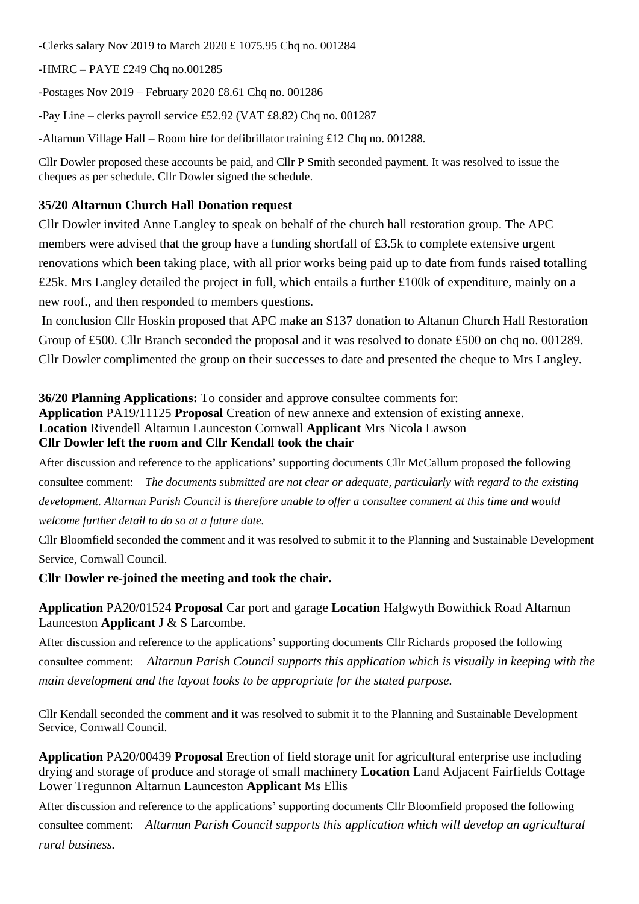-Clerks salary Nov 2019 to March 2020 £ 1075.95 Chq no. 001284

-HMRC – PAYE £249 Chq no.001285

-Postages Nov 2019 – February 2020 £8.61 Chq no. 001286

-Pay Line – clerks payroll service £52.92 (VAT £8.82) Chq no. 001287

-Altarnun Village Hall – Room hire for defibrillator training £12 Chq no. 001288.

Cllr Dowler proposed these accounts be paid, and Cllr P Smith seconded payment. It was resolved to issue the cheques as per schedule. Cllr Dowler signed the schedule.

**35/20 Altarnun Church Hall Donation request**

Cllr Dowler invited Anne Langley to speak on behalf of the church hall restoration group. The APC members were advised that the group have a funding shortfall of £3.5k to complete extensive urgent renovations which been taking place, with all prior works being paid up to date from funds raised totalling £25k. Mrs Langley detailed the project in full, which entails a further £100k of expenditure, mainly on a new roof., and then responded to members questions.

In conclusion Cllr Hoskin proposed that APC make an S137 donation to Altanun Church Hall Restoration Group of £500. Cllr Branch seconded the proposal and it was resolved to donate £500 on chq no. 001289. Cllr Dowler complimented the group on their successes to date and presented the cheque to Mrs Langley.

**36/20 Planning Applications:** To consider and approve consultee comments for:
**Application** PA19/11125 **Proposal** Creation of new annexe and extension of existing annexe.
**Location** Rivendell Altarnun Launceston Cornwall **Applicant** Mrs Nicola Lawson
**Cllr Dowler left the room and Cllr Kendall took the chair**

After discussion and reference to the applications' supporting documents Cllr McCallum proposed the following consultee comment: *The documents submitted are not clear or adequate, particularly with regard to the existing development. Altarnun Parish Council is therefore unable to offer a consultee comment at this time and would welcome further detail to do so at a future date.*

Cllr Bloomfield seconded the comment and it was resolved to submit it to the Planning and Sustainable Development Service, Cornwall Council.

**Cllr Dowler re-joined the meeting and took the chair.**

**Application** PA20/01524 **Proposal** Car port and garage **Location** Halgwyth Bowithick Road Altarnun Launceston **Applicant** J & S Larcombe.

After discussion and reference to the applications' supporting documents Cllr Richards proposed the following consultee comment: *Altarnun Parish Council supports this application which is visually in keeping with the main development and the layout looks to be appropriate for the stated purpose.*

Cllr Kendall seconded the comment and it was resolved to submit it to the Planning and Sustainable Development Service, Cornwall Council.

**Application** PA20/00439 **Proposal** Erection of field storage unit for agricultural enterprise use including drying and storage of produce and storage of small machinery **Location** Land Adjacent Fairfields Cottage Lower Tregunnon Altarnun Launceston **Applicant** Ms Ellis

After discussion and reference to the applications' supporting documents Cllr Bloomfield proposed the following consultee comment: *Altarnun Parish Council supports this application which will develop an agricultural rural business.*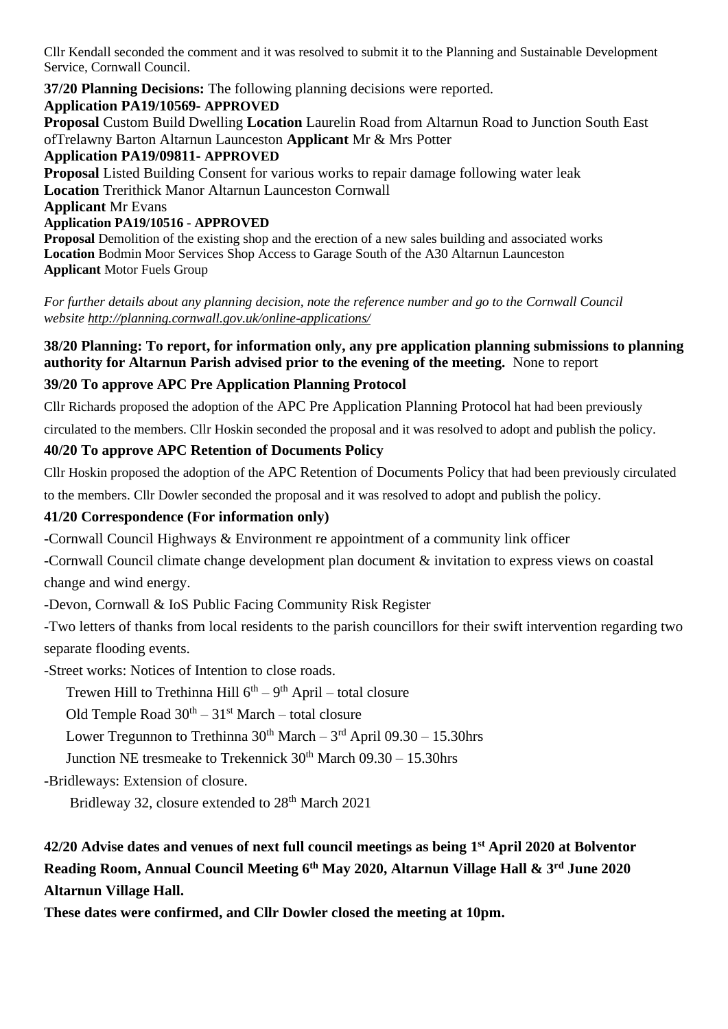Cllr Kendall seconded the comment and it was resolved to submit it to the Planning and Sustainable Development Service, Cornwall Council.

**37/20 Planning Decisions:** The following planning decisions were reported.

**Application PA19/10569- APPROVED**

**Proposal** Custom Build Dwelling **Location** Laurelin Road from Altarnun Road to Junction South East ofTrelawny Barton Altarnun Launceston **Applicant** Mr & Mrs Potter

**Application PA19/09811- APPROVED**

**Proposal** Listed Building Consent for various works to repair damage following water leak

**Location** Trerithick Manor Altarnun Launceston Cornwall

**Applicant** Mr Evans

**Application PA19/10516 - APPROVED**

**Proposal** Demolition of the existing shop and the erection of a new sales building and associated works

**Location** Bodmin Moor Services Shop Access to Garage South of the A30 Altarnun Launceston

**Applicant** Motor Fuels Group

*For further details about any planning decision, note the reference number and go to the Cornwall Council website http://planning.cornwall.gov.uk/online-applications/*

**38/20 Planning: To report, for information only, any pre application planning submissions to planning authority for Altarnun Parish advised prior to the evening of the meeting.** None to report

**39/20 To approve APC Pre Application Planning Protocol**

Cllr Richards proposed the adoption of the APC Pre Application Planning Protocol hat had been previously circulated to the members. Cllr Hoskin seconded the proposal and it was resolved to adopt and publish the policy.

**40/20 To approve APC Retention of Documents Policy**

Cllr Hoskin proposed the adoption of the APC Retention of Documents Policy that had been previously circulated to the members. Cllr Dowler seconded the proposal and it was resolved to adopt and publish the policy.

**41/20 Correspondence (For information only)**

-Cornwall Council Highways & Environment re appointment of a community link officer

-Cornwall Council climate change development plan document & invitation to express views on coastal change and wind energy.

-Devon, Cornwall & IoS Public Facing Community Risk Register

-Two letters of thanks from local residents to the parish councillors for their swift intervention regarding two separate flooding events.

-Street works: Notices of Intention to close roads.

Trewen Hill to Trethinna Hill 6th – 9th April – total closure

Old Temple Road 30th – 31st March – total closure

Lower Tregunnon to Trethinna 30th March – 3rd April 09.30 – 15.30hrs

Junction NE tresmeake to Trekennick 30th March 09.30 – 15.30hrs

-Bridleways: Extension of closure.

Bridleway 32, closure extended to 28th March 2021

**42/20 Advise dates and venues of next full council meetings as being 1st April 2020 at Bolventor Reading Room, Annual Council Meeting 6th May 2020, Altarnun Village Hall & 3rd June 2020 Altarnun Village Hall.**

**These dates were confirmed, and Cllr Dowler closed the meeting at 10pm.**